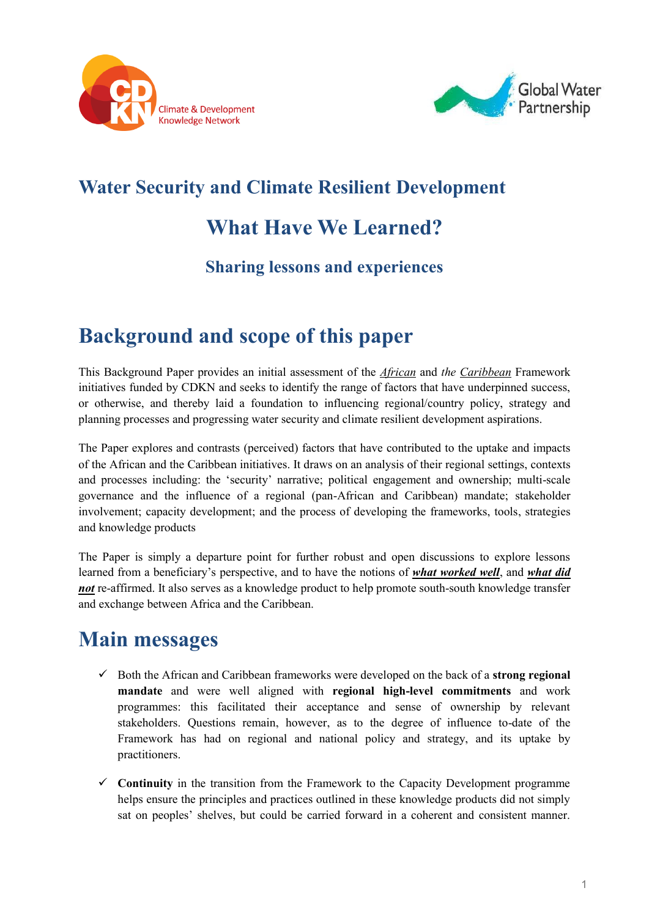# Water Security and Climate Resilient Development

## What Have We Learned?

### Sharing lessons and experiences

## Background and scope of this paper

This Background Paper provides an initial assessment of the *African* and *the Caribbean* Framework initiatives funded by CDKN and seeks to identify the range of factors that have underpinned success, or otherwise, and thereby laid a foundation to influencing regional/country policy, strategy and planning processes and progressing water security and climate resilient development aspirations.

The Paper explores and contrasts (perceived) factors that have contributed to the uptake and impacts of the African and the Caribbean initiatives. It draws on an analysis of their regional settings, contexts and processes including: the 'security' narrative; political engagement and ownership; multi-scale governance and the influence of a regional (pan-African and Caribbean) mandate; stakeholder involvement; capacity development; and the process of developing the frameworks, tools, strategies and knowledge products

The Paper is simply a departure point for further robust and open discussions to explore lessons learned from a beneficiary's perspective, and to have the notions of ***what worked well***, and ***what did not*** re-affirmed. It also serves as a knowledge product to help promote south-south knowledge transfer and exchange between Africa and the Caribbean.

## Main messages

- ✓ Both the African and Caribbean frameworks were developed on the back of a **strong regional mandate** and were well aligned with **regional high-level commitments** and work programmes: this facilitated their acceptance and sense of ownership by relevant stakeholders. Questions remain, however, as to the degree of influence to-date of the Framework has had on regional and national policy and strategy, and its uptake by practitioners.
- ✓ **Continuity** in the transition from the Framework to the Capacity Development programme helps ensure the principles and practices outlined in these knowledge products did not simply sat on peoples' shelves, but could be carried forward in a coherent and consistent manner.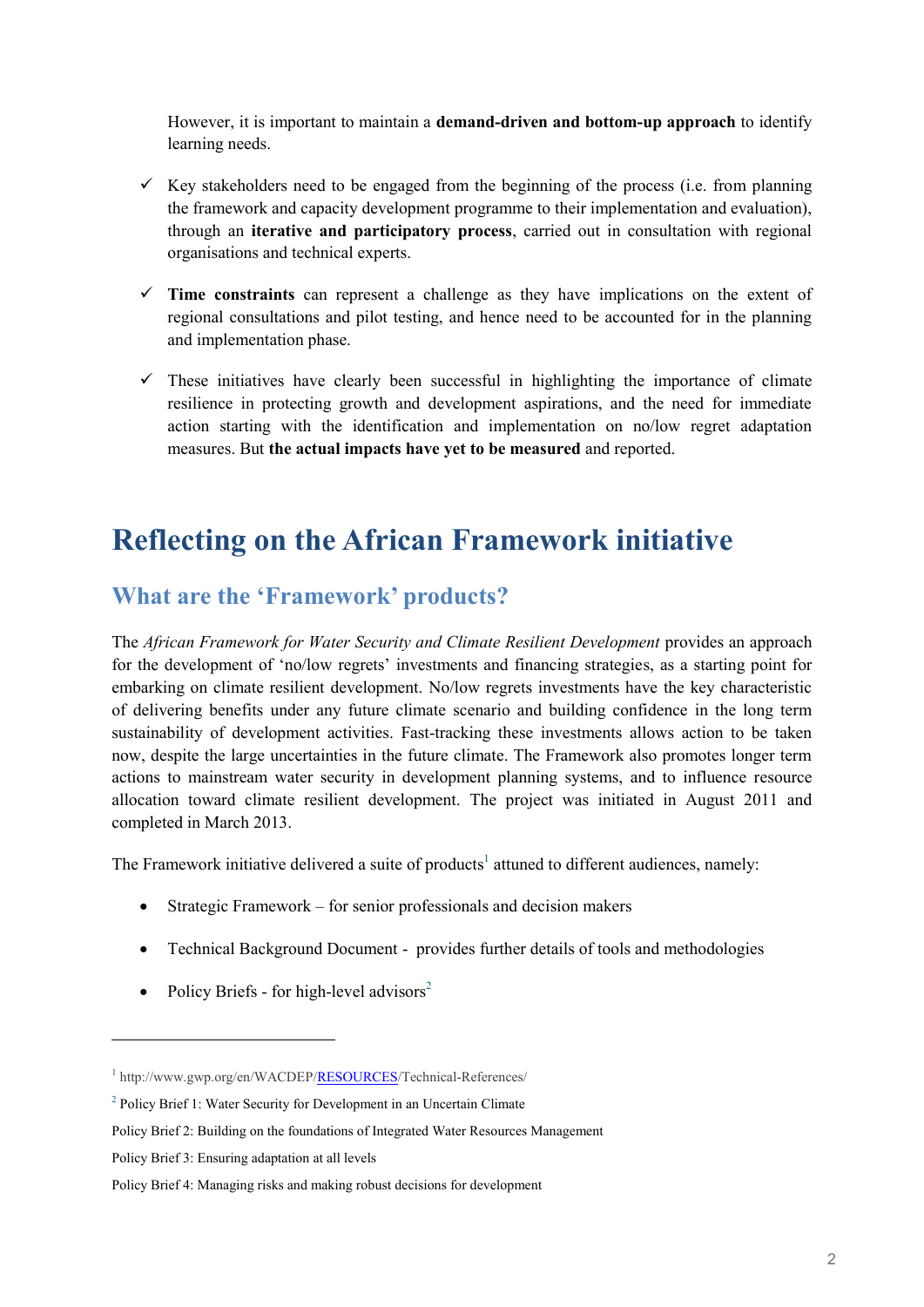However, it is important to maintain a **demand-driven and bottom-up approach** to identify learning needs.

- ✓ Key stakeholders need to be engaged from the beginning of the process (i.e. from planning the framework and capacity development programme to their implementation and evaluation), through an **iterative and participatory process**, carried out in consultation with regional organisations and technical experts.
- ✓ **Time constraints** can represent a challenge as they have implications on the extent of regional consultations and pilot testing, and hence need to be accounted for in the planning and implementation phase.
- ✓ These initiatives have clearly been successful in highlighting the importance of climate resilience in protecting growth and development aspirations, and the need for immediate action starting with the identification and implementation on no/low regret adaptation measures. But **the actual impacts have yet to be measured** and reported.

# Reflecting on the African Framework initiative

## What are the 'Framework' products?

The *African Framework for Water Security and Climate Resilient Development* provides an approach for the development of 'no/low regrets' investments and financing strategies, as a starting point for embarking on climate resilient development. No/low regrets investments have the key characteristic of delivering benefits under any future climate scenario and building confidence in the long term sustainability of development activities. Fast-tracking these investments allows action to be taken now, despite the large uncertainties in the future climate. The Framework also promotes longer term actions to mainstream water security in development planning systems, and to influence resource allocation toward climate resilient development. The project was initiated in August 2011 and completed in March 2013.

The Framework initiative delivered a suite of products[1] attuned to different audiences, namely:

- Strategic Framework – for senior professionals and decision makers
- Technical Background Document - provides further details of tools and methodologies
- Policy Briefs - for high-level advisors[2]

---

[1] http://www.gwp.org/en/WACDEP/RESOURCES/Technical-References/

[2] Policy Brief 1: Water Security for Development in an Uncertain Climate

Policy Brief 2: Building on the foundations of Integrated Water Resources Management

Policy Brief 3: Ensuring adaptation at all levels

Policy Brief 4: Managing risks and making robust decisions for development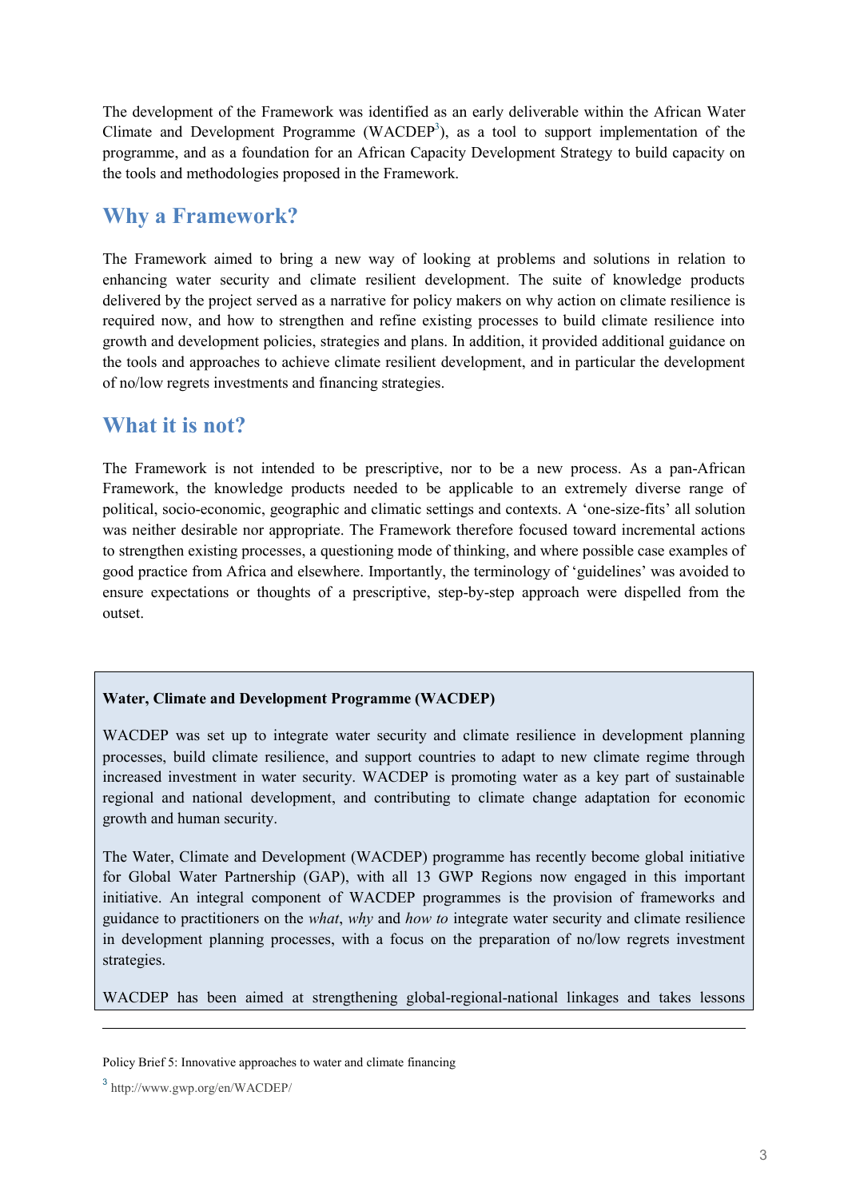The development of the Framework was identified as an early deliverable within the African Water Climate and Development Programme (WACDEP[3]), as a tool to support implementation of the programme, and as a foundation for an African Capacity Development Strategy to build capacity on the tools and methodologies proposed in the Framework.

## Why a Framework?

The Framework aimed to bring a new way of looking at problems and solutions in relation to enhancing water security and climate resilient development. The suite of knowledge products delivered by the project served as a narrative for policy makers on why action on climate resilience is required now, and how to strengthen and refine existing processes to build climate resilience into growth and development policies, strategies and plans. In addition, it provided additional guidance on the tools and approaches to achieve climate resilient development, and in particular the development of no/low regrets investments and financing strategies.

## What it is not?

The Framework is not intended to be prescriptive, nor to be a new process. As a pan-African Framework, the knowledge products needed to be applicable to an extremely diverse range of political, socio-economic, geographic and climatic settings and contexts. A 'one-size-fits' all solution was neither desirable nor appropriate. The Framework therefore focused toward incremental actions to strengthen existing processes, a questioning mode of thinking, and where possible case examples of good practice from Africa and elsewhere. Importantly, the terminology of 'guidelines' was avoided to ensure expectations or thoughts of a prescriptive, step-by-step approach were dispelled from the outset.

**Water, Climate and Development Programme (WACDEP)**

WACDEP was set up to integrate water security and climate resilience in development planning processes, build climate resilience, and support countries to adapt to new climate regime through increased investment in water security. WACDEP is promoting water as a key part of sustainable regional and national development, and contributing to climate change adaptation for economic growth and human security.

The Water, Climate and Development (WACDEP) programme has recently become global initiative for Global Water Partnership (GAP), with all 13 GWP Regions now engaged in this important initiative. An integral component of WACDEP programmes is the provision of frameworks and guidance to practitioners on the *what*, *why* and *how to* integrate water security and climate resilience in development planning processes, with a focus on the preparation of no/low regrets investment strategies.

WACDEP has been aimed at strengthening global-regional-national linkages and takes lessons

---

Policy Brief 5: Innovative approaches to water and climate financing

[3] http://www.gwp.org/en/WACDEP/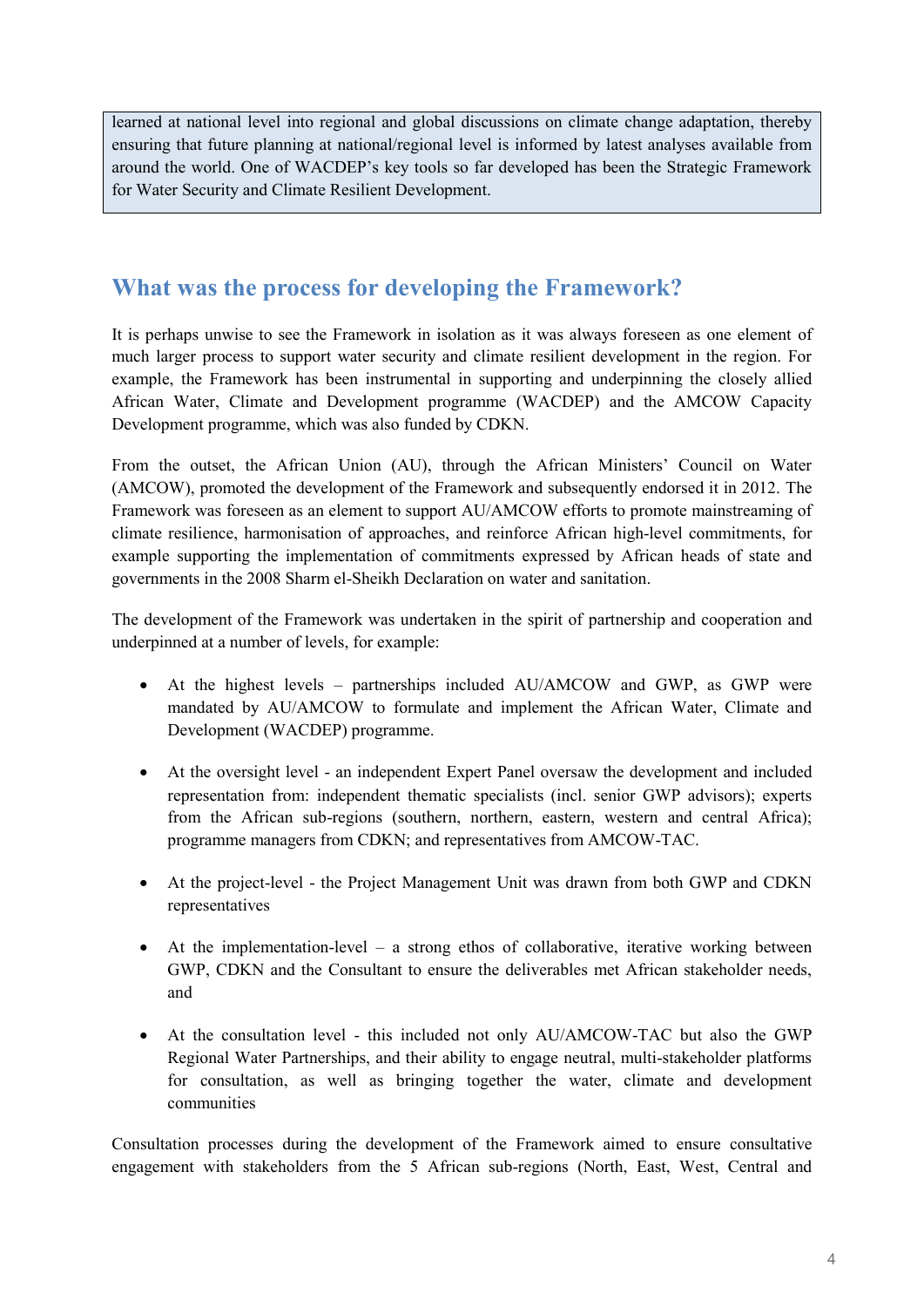learned at national level into regional and global discussions on climate change adaptation, thereby ensuring that future planning at national/regional level is informed by latest analyses available from around the world. One of WACDEP's key tools so far developed has been the Strategic Framework for Water Security and Climate Resilient Development.

## What was the process for developing the Framework?

It is perhaps unwise to see the Framework in isolation as it was always foreseen as one element of much larger process to support water security and climate resilient development in the region. For example, the Framework has been instrumental in supporting and underpinning the closely allied African Water, Climate and Development programme (WACDEP) and the AMCOW Capacity Development programme, which was also funded by CDKN.

From the outset, the African Union (AU), through the African Ministers' Council on Water (AMCOW), promoted the development of the Framework and subsequently endorsed it in 2012. The Framework was foreseen as an element to support AU/AMCOW efforts to promote mainstreaming of climate resilience, harmonisation of approaches, and reinforce African high-level commitments, for example supporting the implementation of commitments expressed by African heads of state and governments in the 2008 Sharm el-Sheikh Declaration on water and sanitation.

The development of the Framework was undertaken in the spirit of partnership and cooperation and underpinned at a number of levels, for example:

- At the highest levels – partnerships included AU/AMCOW and GWP, as GWP were mandated by AU/AMCOW to formulate and implement the African Water, Climate and Development (WACDEP) programme.
- At the oversight level - an independent Expert Panel oversaw the development and included representation from: independent thematic specialists (incl. senior GWP advisors); experts from the African sub-regions (southern, northern, eastern, western and central Africa); programme managers from CDKN; and representatives from AMCOW-TAC.
- At the project-level - the Project Management Unit was drawn from both GWP and CDKN representatives
- At the implementation-level – a strong ethos of collaborative, iterative working between GWP, CDKN and the Consultant to ensure the deliverables met African stakeholder needs, and
- At the consultation level - this included not only AU/AMCOW-TAC but also the GWP Regional Water Partnerships, and their ability to engage neutral, multi-stakeholder platforms for consultation, as well as bringing together the water, climate and development communities

Consultation processes during the development of the Framework aimed to ensure consultative engagement with stakeholders from the 5 African sub-regions (North, East, West, Central and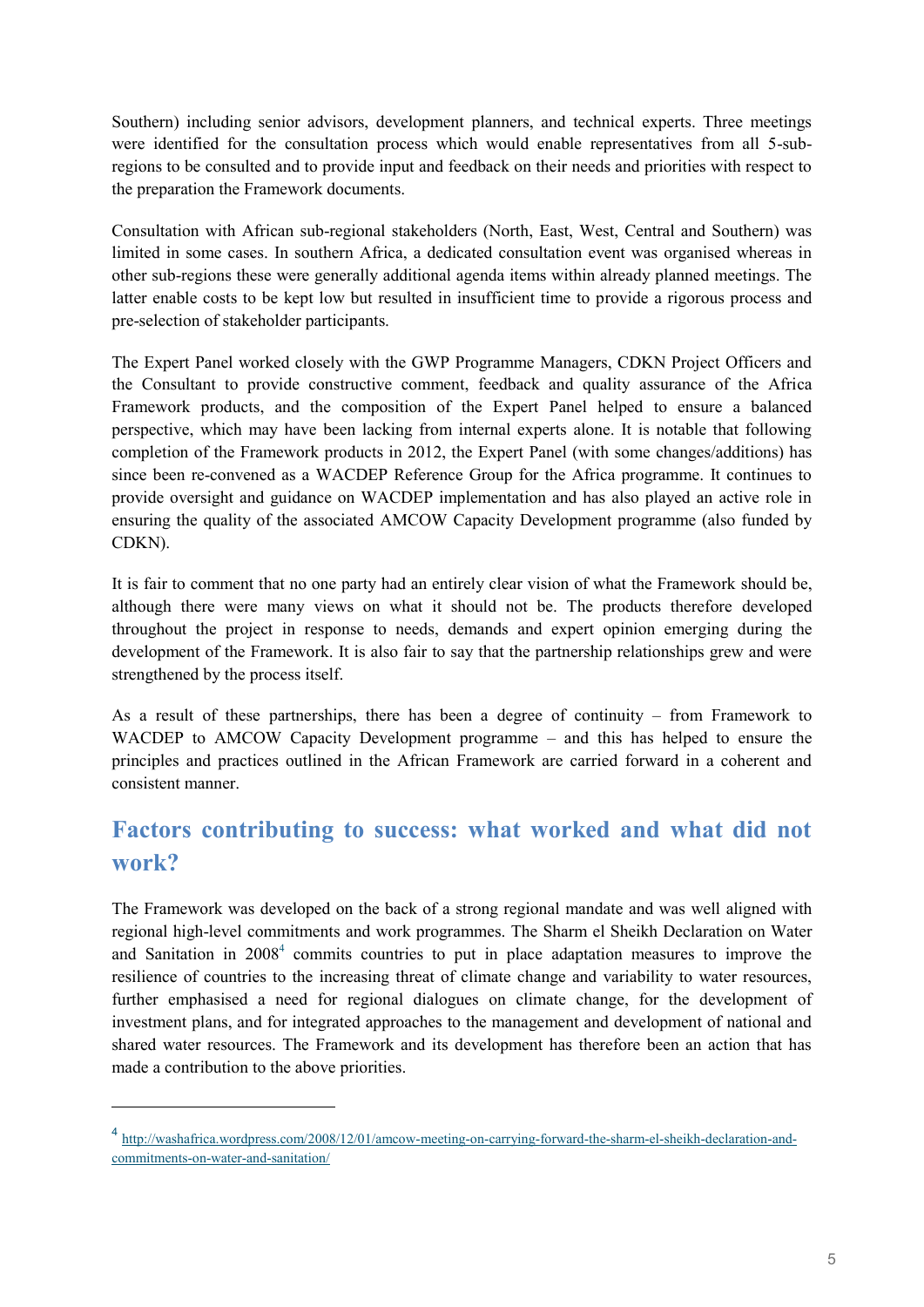Southern) including senior advisors, development planners, and technical experts. Three meetings were identified for the consultation process which would enable representatives from all 5-sub-regions to be consulted and to provide input and feedback on their needs and priorities with respect to the preparation the Framework documents.

Consultation with African sub-regional stakeholders (North, East, West, Central and Southern) was limited in some cases. In southern Africa, a dedicated consultation event was organised whereas in other sub-regions these were generally additional agenda items within already planned meetings. The latter enable costs to be kept low but resulted in insufficient time to provide a rigorous process and pre-selection of stakeholder participants.

The Expert Panel worked closely with the GWP Programme Managers, CDKN Project Officers and the Consultant to provide constructive comment, feedback and quality assurance of the Africa Framework products, and the composition of the Expert Panel helped to ensure a balanced perspective, which may have been lacking from internal experts alone. It is notable that following completion of the Framework products in 2012, the Expert Panel (with some changes/additions) has since been re-convened as a WACDEP Reference Group for the Africa programme. It continues to provide oversight and guidance on WACDEP implementation and has also played an active role in ensuring the quality of the associated AMCOW Capacity Development programme (also funded by CDKN).

It is fair to comment that no one party had an entirely clear vision of what the Framework should be, although there were many views on what it should not be. The products therefore developed throughout the project in response to needs, demands and expert opinion emerging during the development of the Framework. It is also fair to say that the partnership relationships grew and were strengthened by the process itself.

As a result of these partnerships, there has been a degree of continuity – from Framework to WACDEP to AMCOW Capacity Development programme – and this has helped to ensure the principles and practices outlined in the African Framework are carried forward in a coherent and consistent manner.

## Factors contributing to success: what worked and what did not work?

The Framework was developed on the back of a strong regional mandate and was well aligned with regional high-level commitments and work programmes. The Sharm el Sheikh Declaration on Water and Sanitation in 2008[4] commits countries to put in place adaptation measures to improve the resilience of countries to the increasing threat of climate change and variability to water resources, further emphasised a need for regional dialogues on climate change, for the development of investment plans, and for integrated approaches to the management and development of national and shared water resources. The Framework and its development has therefore been an action that has made a contribution to the above priorities.

---

[4] http://washafrica.wordpress.com/2008/12/01/amcow-meeting-on-carrying-forward-the-sharm-el-sheikh-declaration-and-commitments-on-water-and-sanitation/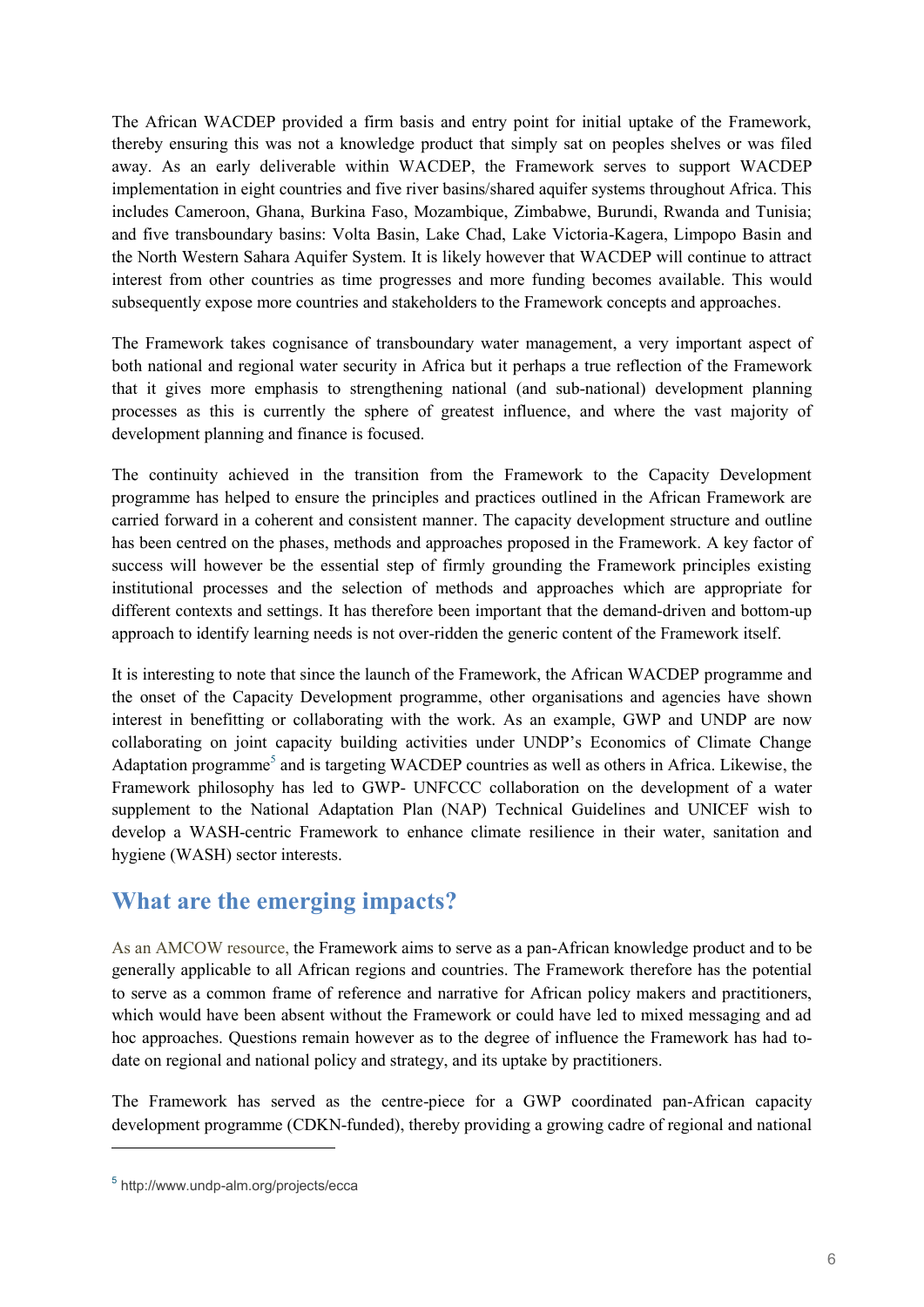The African WACDEP provided a firm basis and entry point for initial uptake of the Framework, thereby ensuring this was not a knowledge product that simply sat on peoples shelves or was filed away. As an early deliverable within WACDEP, the Framework serves to support WACDEP implementation in eight countries and five river basins/shared aquifer systems throughout Africa. This includes Cameroon, Ghana, Burkina Faso, Mozambique, Zimbabwe, Burundi, Rwanda and Tunisia; and five transboundary basins: Volta Basin, Lake Chad, Lake Victoria-Kagera, Limpopo Basin and the North Western Sahara Aquifer System. It is likely however that WACDEP will continue to attract interest from other countries as time progresses and more funding becomes available. This would subsequently expose more countries and stakeholders to the Framework concepts and approaches.

The Framework takes cognisance of transboundary water management, a very important aspect of both national and regional water security in Africa but it perhaps a true reflection of the Framework that it gives more emphasis to strengthening national (and sub-national) development planning processes as this is currently the sphere of greatest influence, and where the vast majority of development planning and finance is focused.

The continuity achieved in the transition from the Framework to the Capacity Development programme has helped to ensure the principles and practices outlined in the African Framework are carried forward in a coherent and consistent manner. The capacity development structure and outline has been centred on the phases, methods and approaches proposed in the Framework. A key factor of success will however be the essential step of firmly grounding the Framework principles existing institutional processes and the selection of methods and approaches which are appropriate for different contexts and settings. It has therefore been important that the demand-driven and bottom-up approach to identify learning needs is not over-ridden the generic content of the Framework itself.

It is interesting to note that since the launch of the Framework, the African WACDEP programme and the onset of the Capacity Development programme, other organisations and agencies have shown interest in benefitting or collaborating with the work. As an example, GWP and UNDP are now collaborating on joint capacity building activities under UNDP's Economics of Climate Change Adaptation programme[5] and is targeting WACDEP countries as well as others in Africa. Likewise, the Framework philosophy has led to GWP- UNFCCC collaboration on the development of a water supplement to the National Adaptation Plan (NAP) Technical Guidelines and UNICEF wish to develop a WASH-centric Framework to enhance climate resilience in their water, sanitation and hygiene (WASH) sector interests.

## What are the emerging impacts?

As an AMCOW resource, the Framework aims to serve as a pan-African knowledge product and to be generally applicable to all African regions and countries. The Framework therefore has the potential to serve as a common frame of reference and narrative for African policy makers and practitioners, which would have been absent without the Framework or could have led to mixed messaging and ad hoc approaches. Questions remain however as to the degree of influence the Framework has had to-date on regional and national policy and strategy, and its uptake by practitioners.

The Framework has served as the centre-piece for a GWP coordinated pan-African capacity development programme (CDKN-funded), thereby providing a growing cadre of regional and national

---

[5] http://www.undp-alm.org/projects/ecca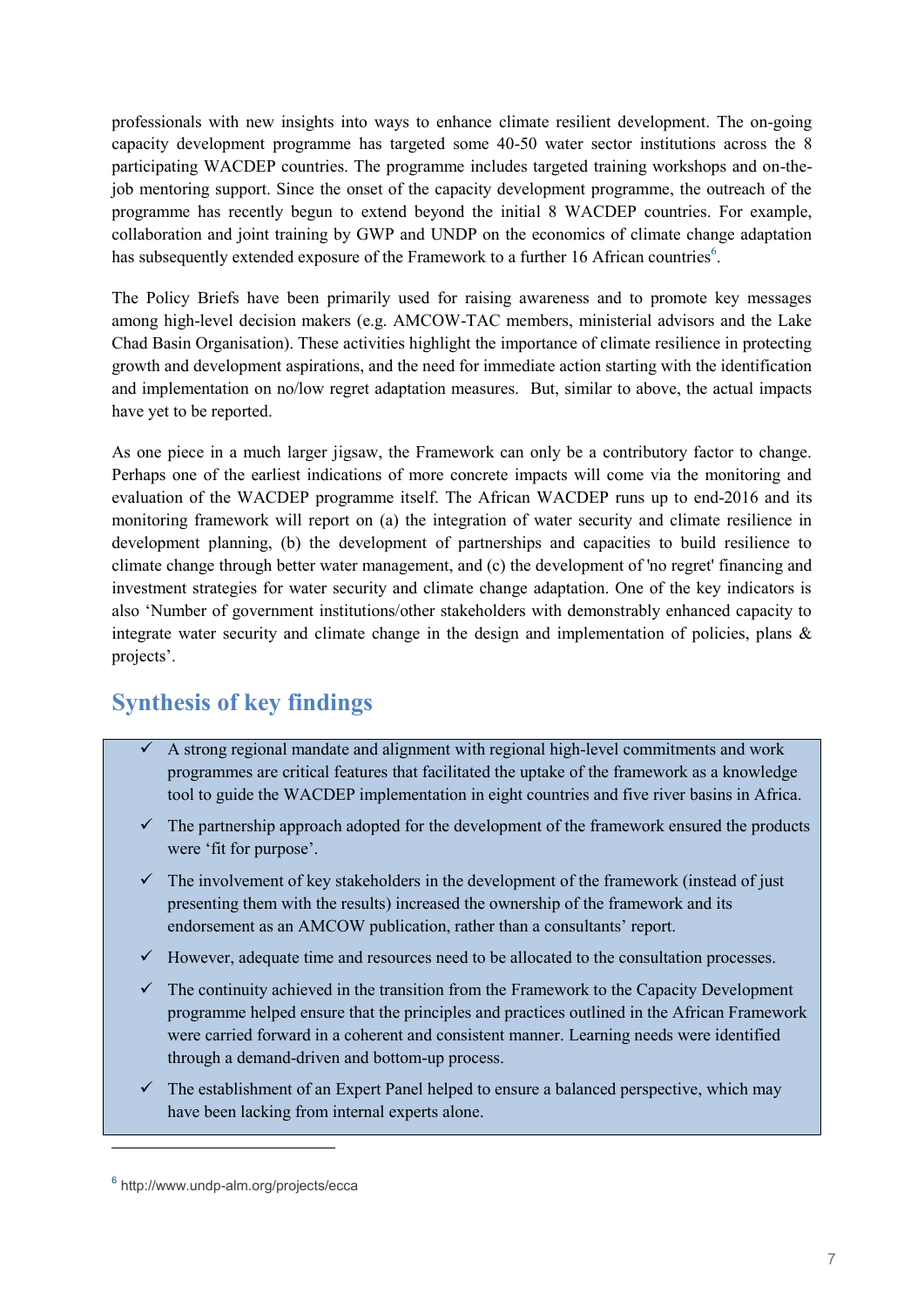professionals with new insights into ways to enhance climate resilient development. The on-going capacity development programme has targeted some 40-50 water sector institutions across the 8 participating WACDEP countries. The programme includes targeted training workshops and on-the-job mentoring support. Since the onset of the capacity development programme, the outreach of the programme has recently begun to extend beyond the initial 8 WACDEP countries. For example, collaboration and joint training by GWP and UNDP on the economics of climate change adaptation has subsequently extended exposure of the Framework to a further 16 African countries[6].

The Policy Briefs have been primarily used for raising awareness and to promote key messages among high-level decision makers (e.g. AMCOW-TAC members, ministerial advisors and the Lake Chad Basin Organisation). These activities highlight the importance of climate resilience in protecting growth and development aspirations, and the need for immediate action starting with the identification and implementation on no/low regret adaptation measures. But, similar to above, the actual impacts have yet to be reported.

As one piece in a much larger jigsaw, the Framework can only be a contributory factor to change. Perhaps one of the earliest indications of more concrete impacts will come via the monitoring and evaluation of the WACDEP programme itself. The African WACDEP runs up to end-2016 and its monitoring framework will report on (a) the integration of water security and climate resilience in development planning, (b) the development of partnerships and capacities to build resilience to climate change through better water management, and (c) the development of 'no regret' financing and investment strategies for water security and climate change adaptation. One of the key indicators is also 'Number of government institutions/other stakeholders with demonstrably enhanced capacity to integrate water security and climate change in the design and implementation of policies, plans & projects'.

## Synthesis of key findings

- ✓ A strong regional mandate and alignment with regional high-level commitments and work programmes are critical features that facilitated the uptake of the framework as a knowledge tool to guide the WACDEP implementation in eight countries and five river basins in Africa.
- ✓ The partnership approach adopted for the development of the framework ensured the products were 'fit for purpose'.
- ✓ The involvement of key stakeholders in the development of the framework (instead of just presenting them with the results) increased the ownership of the framework and its endorsement as an AMCOW publication, rather than a consultants' report.
- ✓ However, adequate time and resources need to be allocated to the consultation processes.
- ✓ The continuity achieved in the transition from the Framework to the Capacity Development programme helped ensure that the principles and practices outlined in the African Framework were carried forward in a coherent and consistent manner. Learning needs were identified through a demand-driven and bottom-up process.
- ✓ The establishment of an Expert Panel helped to ensure a balanced perspective, which may have been lacking from internal experts alone.

[6] http://www.undp-alm.org/projects/ecca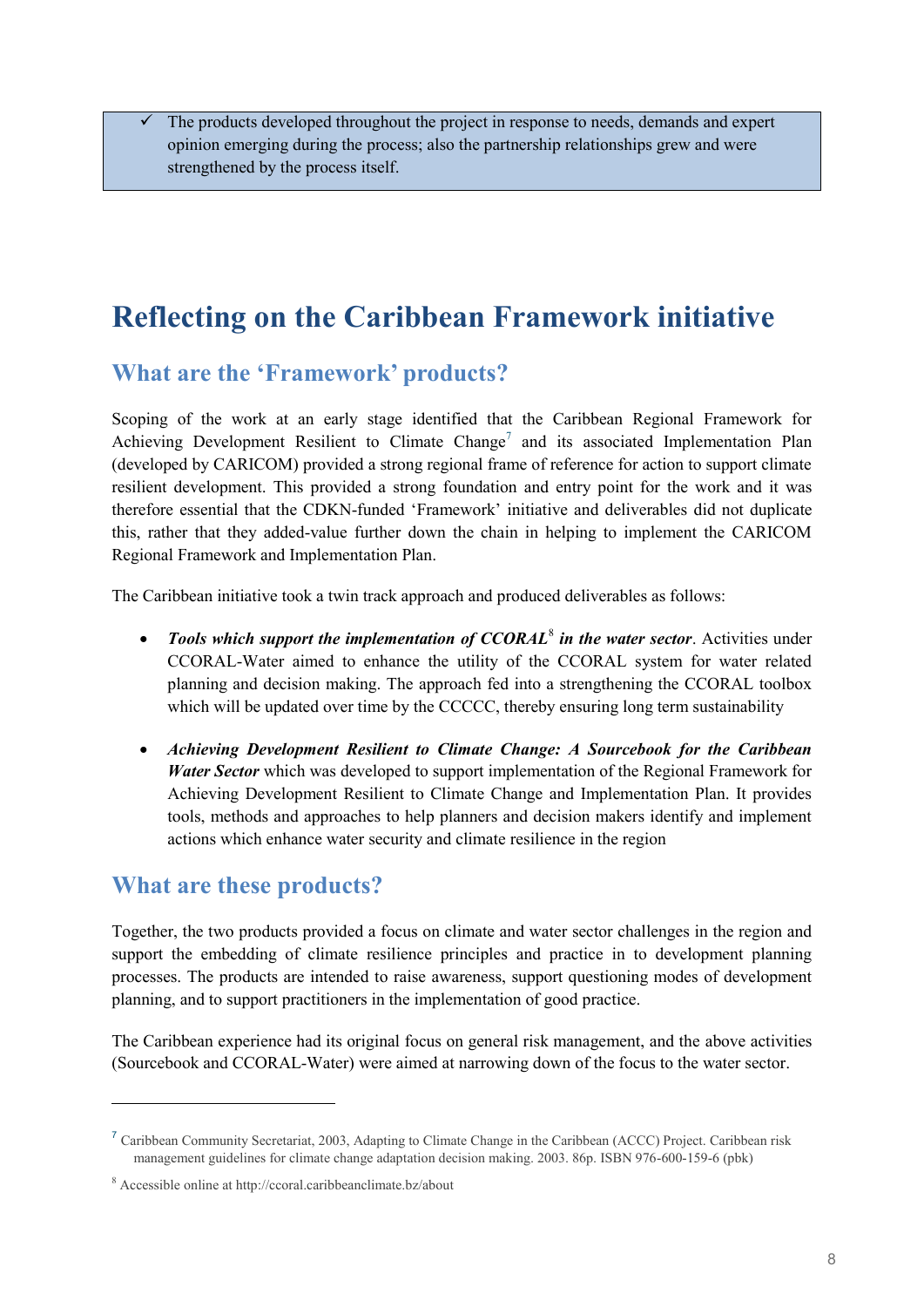- ✓ The products developed throughout the project in response to needs, demands and expert opinion emerging during the process; also the partnership relationships grew and were strengthened by the process itself.

# Reflecting on the Caribbean Framework initiative

## What are the 'Framework' products?

Scoping of the work at an early stage identified that the Caribbean Regional Framework for Achieving Development Resilient to Climate Change[7] and its associated Implementation Plan (developed by CARICOM) provided a strong regional frame of reference for action to support climate resilient development. This provided a strong foundation and entry point for the work and it was therefore essential that the CDKN-funded 'Framework' initiative and deliverables did not duplicate this, rather that they added-value further down the chain in helping to implement the CARICOM Regional Framework and Implementation Plan.

The Caribbean initiative took a twin track approach and produced deliverables as follows:

- ***Tools which support the implementation of CCORAL[8] in the water sector***. Activities under CCORAL-Water aimed to enhance the utility of the CCORAL system for water related planning and decision making. The approach fed into a strengthening the CCORAL toolbox which will be updated over time by the CCCCC, thereby ensuring long term sustainability

- ***Achieving Development Resilient to Climate Change: A Sourcebook for the Caribbean Water Sector*** which was developed to support implementation of the Regional Framework for Achieving Development Resilient to Climate Change and Implementation Plan. It provides tools, methods and approaches to help planners and decision makers identify and implement actions which enhance water security and climate resilience in the region

## What are these products?

Together, the two products provided a focus on climate and water sector challenges in the region and support the embedding of climate resilience principles and practice in to development planning processes. The products are intended to raise awareness, support questioning modes of development planning, and to support practitioners in the implementation of good practice.

The Caribbean experience had its original focus on general risk management, and the above activities (Sourcebook and CCORAL-Water) were aimed at narrowing down of the focus to the water sector.

---

[7] Caribbean Community Secretariat, 2003, Adapting to Climate Change in the Caribbean (ACCC) Project. Caribbean risk management guidelines for climate change adaptation decision making. 2003. 86p. ISBN 976-600-159-6 (pbk)

[8] Accessible online at http://ccoral.caribbeanclimate.bz/about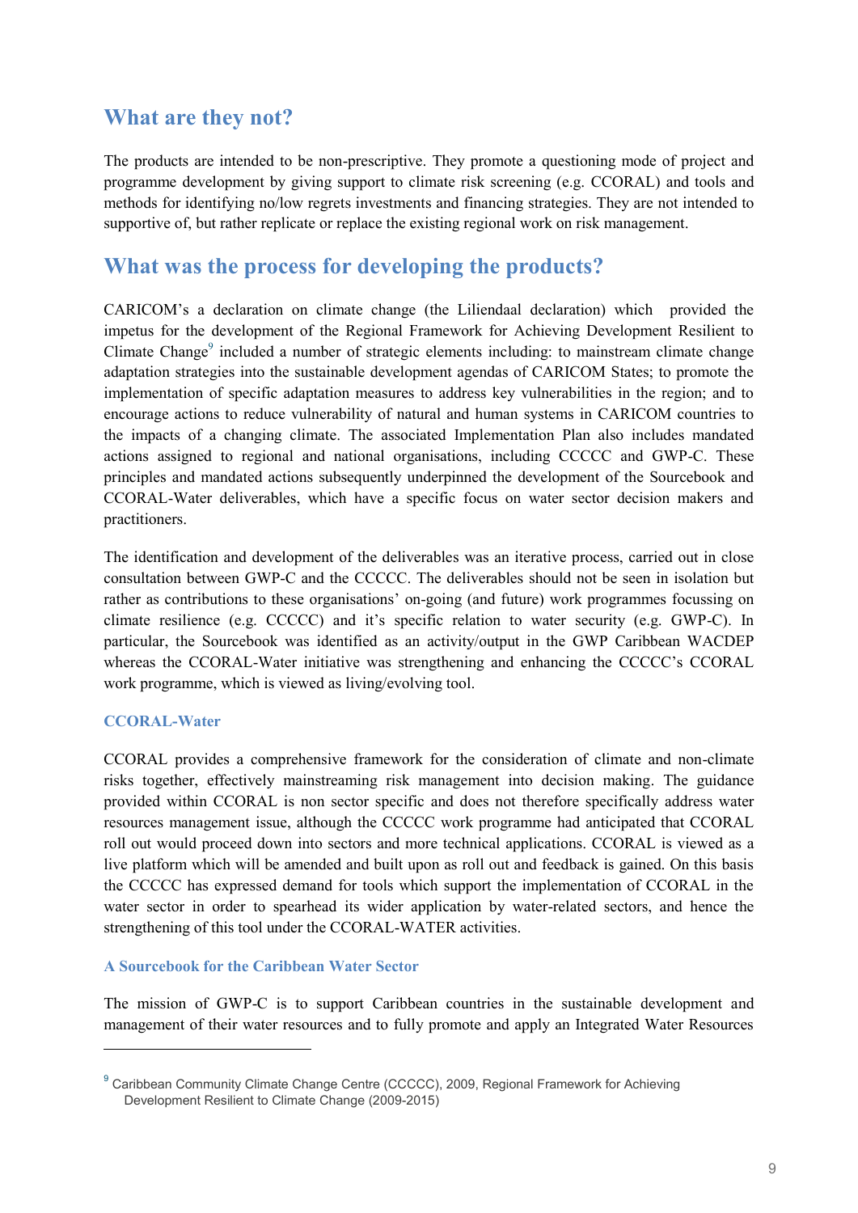## What are they not?

The products are intended to be non-prescriptive. They promote a questioning mode of project and programme development by giving support to climate risk screening (e.g. CCORAL) and tools and methods for identifying no/low regrets investments and financing strategies. They are not intended to supportive of, but rather replicate or replace the existing regional work on risk management.

## What was the process for developing the products?

CARICOM's a declaration on climate change (the Liliendaal declaration) which provided the impetus for the development of the Regional Framework for Achieving Development Resilient to Climate Change[9] included a number of strategic elements including: to mainstream climate change adaptation strategies into the sustainable development agendas of CARICOM States; to promote the implementation of specific adaptation measures to address key vulnerabilities in the region; and to encourage actions to reduce vulnerability of natural and human systems in CARICOM countries to the impacts of a changing climate. The associated Implementation Plan also includes mandated actions assigned to regional and national organisations, including CCCCC and GWP-C. These principles and mandated actions subsequently underpinned the development of the Sourcebook and CCORAL-Water deliverables, which have a specific focus on water sector decision makers and practitioners.

The identification and development of the deliverables was an iterative process, carried out in close consultation between GWP-C and the CCCCC. The deliverables should not be seen in isolation but rather as contributions to these organisations' on-going (and future) work programmes focussing on climate resilience (e.g. CCCCC) and it's specific relation to water security (e.g. GWP-C). In particular, the Sourcebook was identified as an activity/output in the GWP Caribbean WACDEP whereas the CCORAL-Water initiative was strengthening and enhancing the CCCCC's CCORAL work programme, which is viewed as living/evolving tool.

### CCORAL-Water

CCORAL provides a comprehensive framework for the consideration of climate and non-climate risks together, effectively mainstreaming risk management into decision making. The guidance provided within CCORAL is non sector specific and does not therefore specifically address water resources management issue, although the CCCCC work programme had anticipated that CCORAL roll out would proceed down into sectors and more technical applications. CCORAL is viewed as a live platform which will be amended and built upon as roll out and feedback is gained. On this basis the CCCCC has expressed demand for tools which support the implementation of CCORAL in the water sector in order to spearhead its wider application by water-related sectors, and hence the strengthening of this tool under the CCORAL-WATER activities.

### A Sourcebook for the Caribbean Water Sector

The mission of GWP-C is to support Caribbean countries in the sustainable development and management of their water resources and to fully promote and apply an Integrated Water Resources

---

[9] Caribbean Community Climate Change Centre (CCCCC), 2009, Regional Framework for Achieving Development Resilient to Climate Change (2009-2015)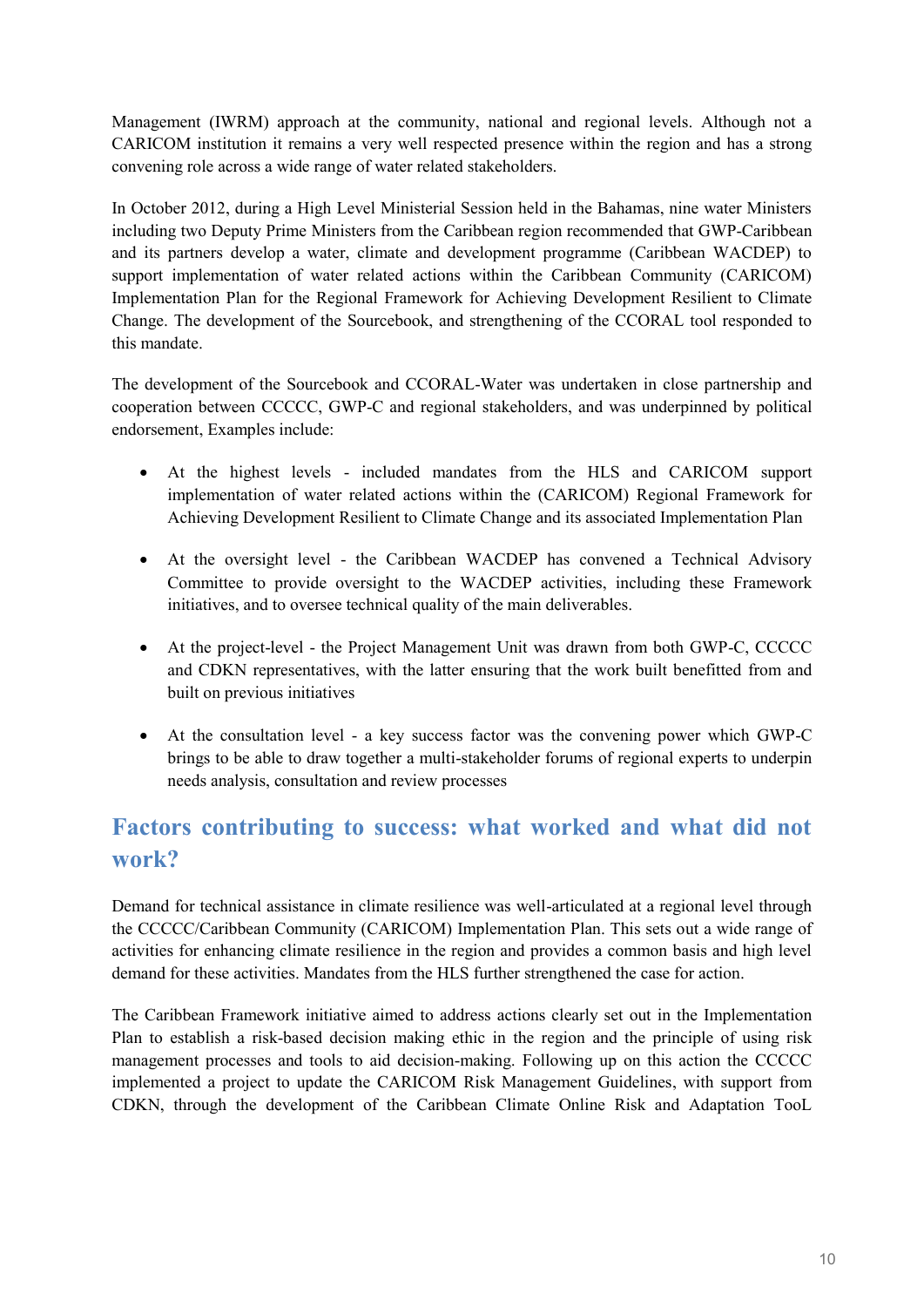Management (IWRM) approach at the community, national and regional levels. Although not a CARICOM institution it remains a very well respected presence within the region and has a strong convening role across a wide range of water related stakeholders.

In October 2012, during a High Level Ministerial Session held in the Bahamas, nine water Ministers including two Deputy Prime Ministers from the Caribbean region recommended that GWP-Caribbean and its partners develop a water, climate and development programme (Caribbean WACDEP) to support implementation of water related actions within the Caribbean Community (CARICOM) Implementation Plan for the Regional Framework for Achieving Development Resilient to Climate Change. The development of the Sourcebook, and strengthening of the CCORAL tool responded to this mandate.

The development of the Sourcebook and CCORAL-Water was undertaken in close partnership and cooperation between CCCCC, GWP-C and regional stakeholders, and was underpinned by political endorsement, Examples include:

- At the highest levels - included mandates from the HLS and CARICOM support implementation of water related actions within the (CARICOM) Regional Framework for Achieving Development Resilient to Climate Change and its associated Implementation Plan
- At the oversight level - the Caribbean WACDEP has convened a Technical Advisory Committee to provide oversight to the WACDEP activities, including these Framework initiatives, and to oversee technical quality of the main deliverables.
- At the project-level - the Project Management Unit was drawn from both GWP-C, CCCCC and CDKN representatives, with the latter ensuring that the work built benefitted from and built on previous initiatives
- At the consultation level - a key success factor was the convening power which GWP-C brings to be able to draw together a multi-stakeholder forums of regional experts to underpin needs analysis, consultation and review processes

## Factors contributing to success: what worked and what did not work?

Demand for technical assistance in climate resilience was well-articulated at a regional level through the CCCCC/Caribbean Community (CARICOM) Implementation Plan. This sets out a wide range of activities for enhancing climate resilience in the region and provides a common basis and high level demand for these activities. Mandates from the HLS further strengthened the case for action.

The Caribbean Framework initiative aimed to address actions clearly set out in the Implementation Plan to establish a risk-based decision making ethic in the region and the principle of using risk management processes and tools to aid decision-making. Following up on this action the CCCCC implemented a project to update the CARICOM Risk Management Guidelines, with support from CDKN, through the development of the Caribbean Climate Online Risk and Adaptation TooL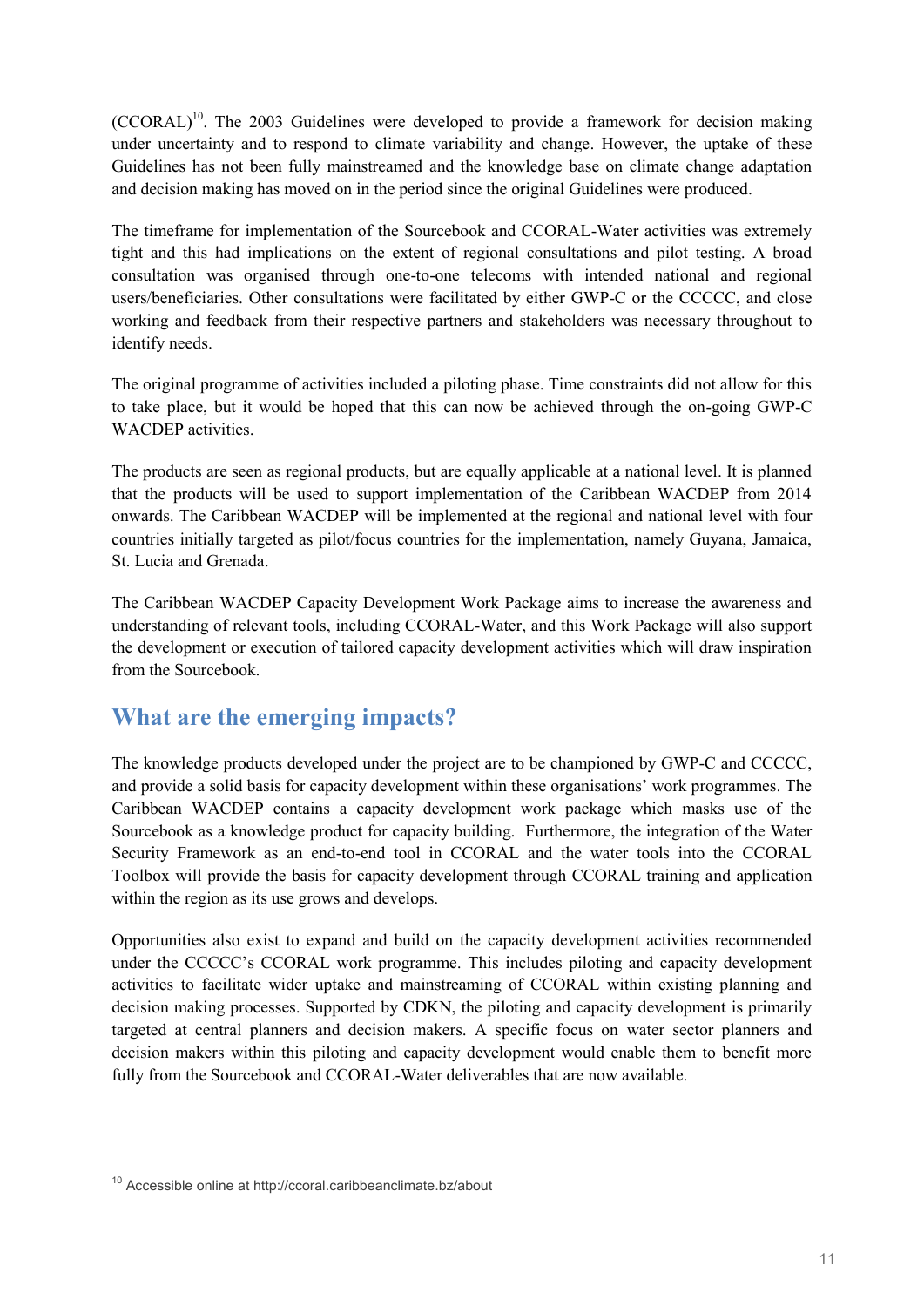(CCORAL)[10]. The 2003 Guidelines were developed to provide a framework for decision making under uncertainty and to respond to climate variability and change. However, the uptake of these Guidelines has not been fully mainstreamed and the knowledge base on climate change adaptation and decision making has moved on in the period since the original Guidelines were produced.

The timeframe for implementation of the Sourcebook and CCORAL-Water activities was extremely tight and this had implications on the extent of regional consultations and pilot testing. A broad consultation was organised through one-to-one telecoms with intended national and regional users/beneficiaries. Other consultations were facilitated by either GWP-C or the CCCCC, and close working and feedback from their respective partners and stakeholders was necessary throughout to identify needs.

The original programme of activities included a piloting phase. Time constraints did not allow for this to take place, but it would be hoped that this can now be achieved through the on-going GWP-C WACDEP activities.

The products are seen as regional products, but are equally applicable at a national level. It is planned that the products will be used to support implementation of the Caribbean WACDEP from 2014 onwards. The Caribbean WACDEP will be implemented at the regional and national level with four countries initially targeted as pilot/focus countries for the implementation, namely Guyana, Jamaica, St. Lucia and Grenada.

The Caribbean WACDEP Capacity Development Work Package aims to increase the awareness and understanding of relevant tools, including CCORAL-Water, and this Work Package will also support the development or execution of tailored capacity development activities which will draw inspiration from the Sourcebook.

## What are the emerging impacts?

The knowledge products developed under the project are to be championed by GWP-C and CCCCC, and provide a solid basis for capacity development within these organisations' work programmes. The Caribbean WACDEP contains a capacity development work package which masks use of the Sourcebook as a knowledge product for capacity building. Furthermore, the integration of the Water Security Framework as an end-to-end tool in CCORAL and the water tools into the CCORAL Toolbox will provide the basis for capacity development through CCORAL training and application within the region as its use grows and develops.

Opportunities also exist to expand and build on the capacity development activities recommended under the CCCCC's CCORAL work programme. This includes piloting and capacity development activities to facilitate wider uptake and mainstreaming of CCORAL within existing planning and decision making processes. Supported by CDKN, the piloting and capacity development is primarily targeted at central planners and decision makers. A specific focus on water sector planners and decision makers within this piloting and capacity development would enable them to benefit more fully from the Sourcebook and CCORAL-Water deliverables that are now available.

---

[10] Accessible online at http://ccoral.caribbeanclimate.bz/about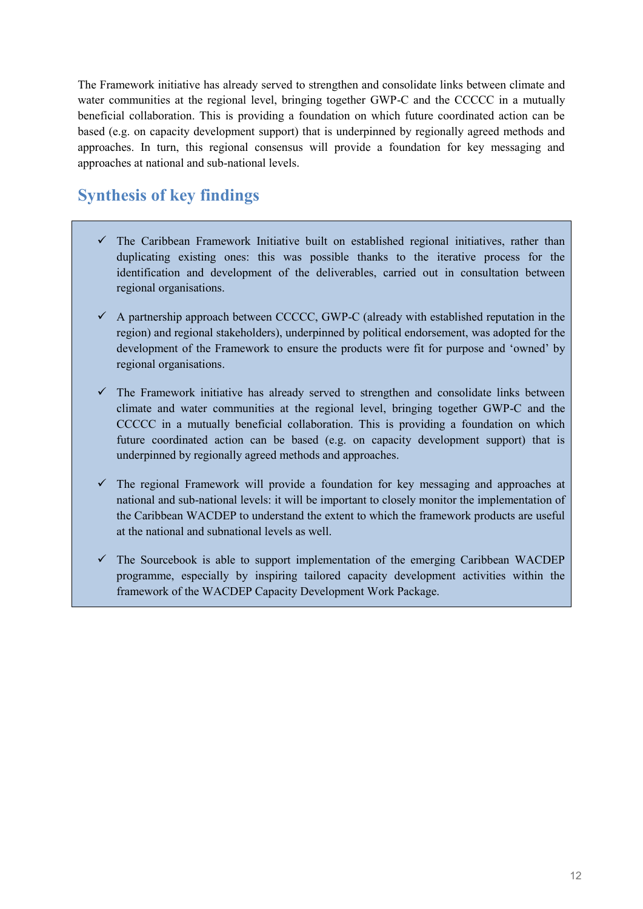The Framework initiative has already served to strengthen and consolidate links between climate and water communities at the regional level, bringing together GWP-C and the CCCCC in a mutually beneficial collaboration. This is providing a foundation on which future coordinated action can be based (e.g. on capacity development support) that is underpinned by regionally agreed methods and approaches. In turn, this regional consensus will provide a foundation for key messaging and approaches at national and sub-national levels.

## Synthesis of key findings

- ✓ The Caribbean Framework Initiative built on established regional initiatives, rather than duplicating existing ones: this was possible thanks to the iterative process for the identification and development of the deliverables, carried out in consultation between regional organisations.

- ✓ A partnership approach between CCCCC, GWP-C (already with established reputation in the region) and regional stakeholders), underpinned by political endorsement, was adopted for the development of the Framework to ensure the products were fit for purpose and 'owned' by regional organisations.

- ✓ The Framework initiative has already served to strengthen and consolidate links between climate and water communities at the regional level, bringing together GWP-C and the CCCCC in a mutually beneficial collaboration. This is providing a foundation on which future coordinated action can be based (e.g. on capacity development support) that is underpinned by regionally agreed methods and approaches.

- ✓ The regional Framework will provide a foundation for key messaging and approaches at national and sub-national levels: it will be important to closely monitor the implementation of the Caribbean WACDEP to understand the extent to which the framework products are useful at the national and subnational levels as well.

- ✓ The Sourcebook is able to support implementation of the emerging Caribbean WACDEP programme, especially by inspiring tailored capacity development activities within the framework of the WACDEP Capacity Development Work Package.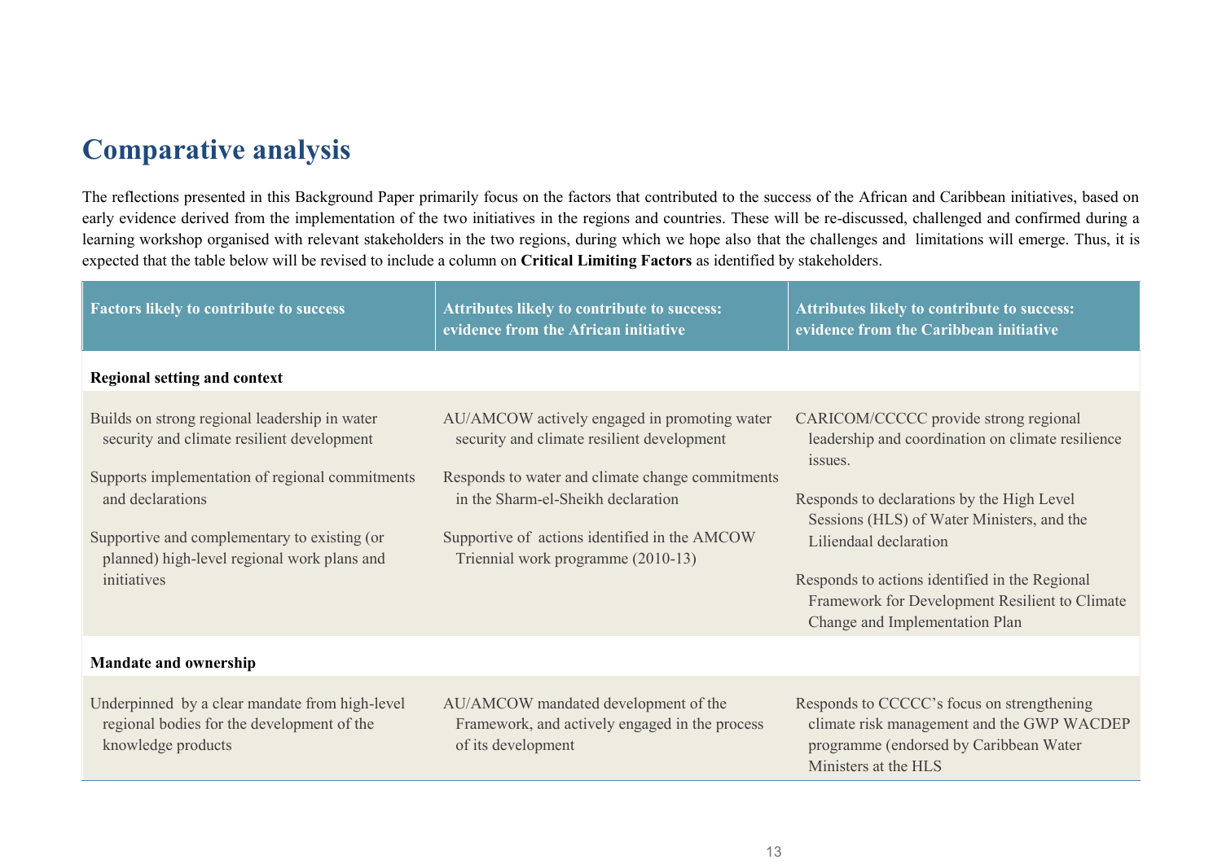## Comparative analysis

The reflections presented in this Background Paper primarily focus on the factors that contributed to the success of the African and Caribbean initiatives, based on early evidence derived from the implementation of the two initiatives in the regions and countries. These will be re-discussed, challenged and confirmed during a learning workshop organised with relevant stakeholders in the two regions, during which we hope also that the challenges and limitations will emerge. Thus, it is expected that the table below will be revised to include a column on **Critical Limiting Factors** as identified by stakeholders.

| Factors likely to contribute to success | Attributes likely to contribute to success: evidence from the African initiative | Attributes likely to contribute to success: evidence from the Caribbean initiative |
|---|---|---|
| **Regional setting and context** | | |
| Builds on strong regional leadership in water security and climate resilient development | AU/AMCOW actively engaged in promoting water security and climate resilient development | CARICOM/CCCCC provide strong regional leadership and coordination on climate resilience issues. |
| Supports implementation of regional commitments and declarations | Responds to water and climate change commitments in the Sharm-el-Sheikh declaration | Responds to declarations by the High Level Sessions (HLS) of Water Ministers, and the Liliendaal declaration |
| Supportive and complementary to existing (or planned) high-level regional work plans and initiatives | Supportive of actions identified in the AMCOW Triennial work programme (2010-13) | Responds to actions identified in the Regional Framework for Development Resilient to Climate Change and Implementation Plan |
| **Mandate and ownership** | | |
| Underpinned by a clear mandate from high-level regional bodies for the development of the knowledge products | AU/AMCOW mandated development of the Framework, and actively engaged in the process of its development | Responds to CCCCC's focus on strengthening climate risk management and the GWP WACDEP programme (endorsed by Caribbean Water Ministers at the HLS |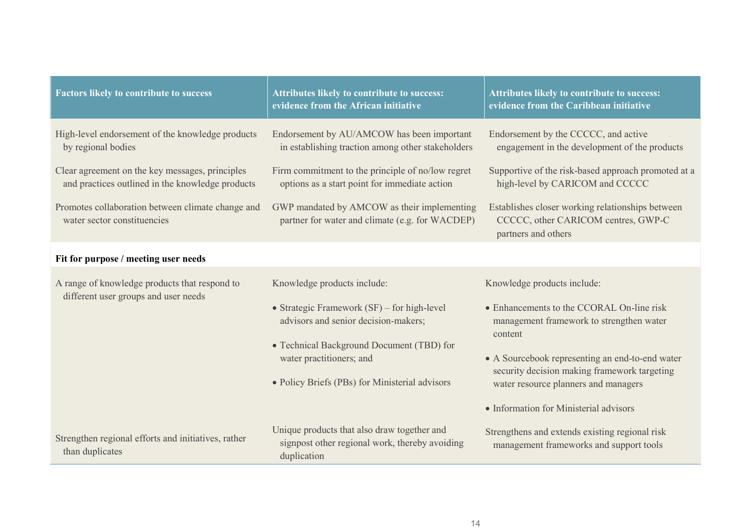| Factors likely to contribute to success | Attributes likely to contribute to success: evidence from the African initiative | Attributes likely to contribute to success: evidence from the Caribbean initiative |
|---|---|---|
| High-level endorsement of the knowledge products by regional bodies | Endorsement by AU/AMCOW has been important in establishing traction among other stakeholders | Endorsement by the CCCCC, and active engagement in the development of the products |
| Clear agreement on the key messages, principles and practices outlined in the knowledge products | Firm commitment to the principle of no/low regret options as a start point for immediate action | Supportive of the risk-based approach promoted at a high-level by CARICOM and CCCCC |
| Promotes collaboration between climate change and water sector constituencies | GWP mandated by AMCOW as their implementing partner for water and climate (e.g. for WACDEP) | Establishes closer working relationships between CCCCC, other CARICOM centres, GWP-C partners and others |
| **Fit for purpose / meeting user needs** | | |
| A range of knowledge products that respond to different user groups and user needs | Knowledge products include:<br>• Strategic Framework (SF) – for high-level advisors and senior decision-makers;<br>• Technical Background Document (TBD) for water practitioners; and<br>• Policy Briefs (PBs) for Ministerial advisors | Knowledge products include:<br>• Enhancements to the CCORAL On-line risk management framework to strengthen water content<br>• A Sourcebook representing an end-to-end water security decision making framework targeting water resource planners and managers<br>• Information for Ministerial advisors |
| Strengthen regional efforts and initiatives, rather than duplicates | Unique products that also draw together and signpost other regional work, thereby avoiding duplication | Strengthens and extends existing regional risk management frameworks and support tools |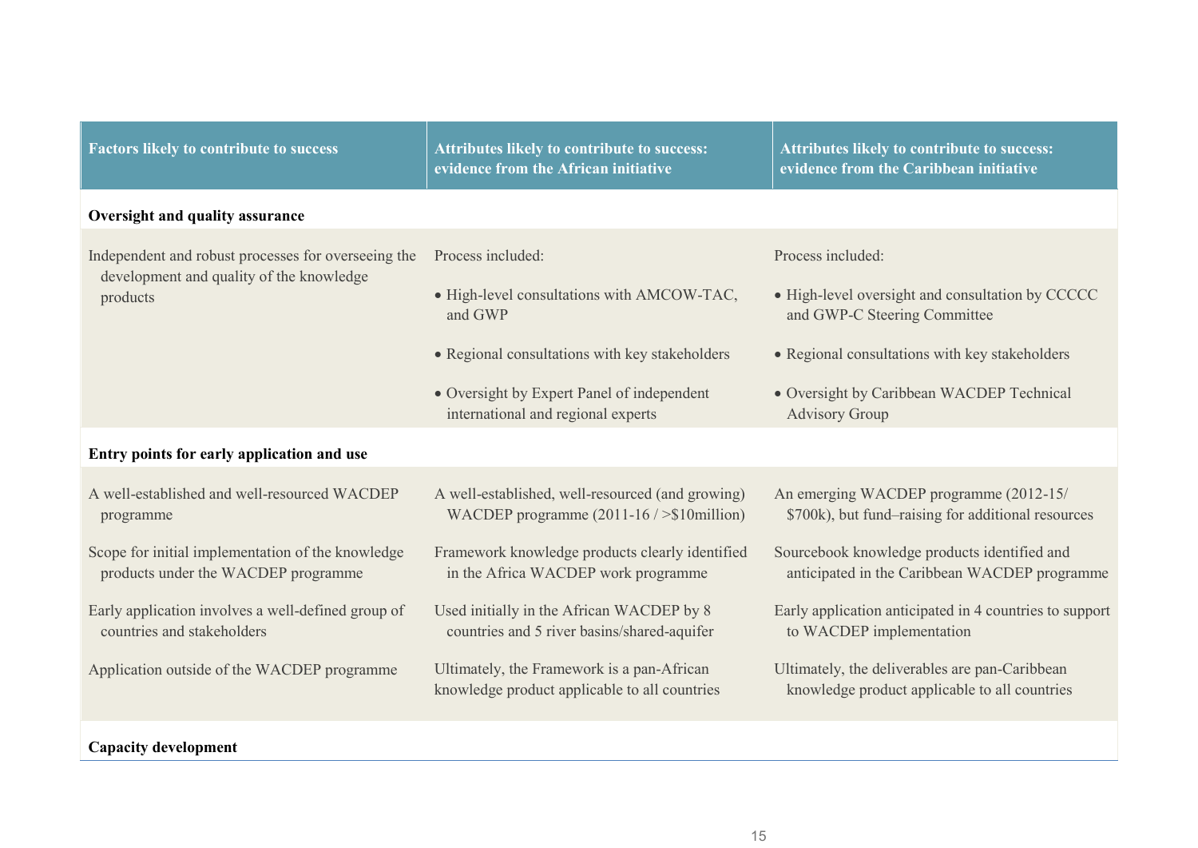| Factors likely to contribute to success | Attributes likely to contribute to success: evidence from the African initiative | Attributes likely to contribute to success: evidence from the Caribbean initiative |
|---|---|---|
| **Oversight and quality assurance** | | |
| Independent and robust processes for overseeing the development and quality of the knowledge products | Process included:<br>• High-level consultations with AMCOW-TAC, and GWP<br>• Regional consultations with key stakeholders<br>• Oversight by Expert Panel of independent international and regional experts | Process included:<br>• High-level oversight and consultation by CCCCC and GWP-C Steering Committee<br>• Regional consultations with key stakeholders<br>• Oversight by Caribbean WACDEP Technical Advisory Group |
| **Entry points for early application and use** | | |
| A well-established and well-resourced WACDEP programme | A well-established, well-resourced (and growing) WACDEP programme (2011-16 / >$10million) | An emerging WACDEP programme (2012-15/ $700k), but fund–raising for additional resources |
| Scope for initial implementation of the knowledge products under the WACDEP programme | Framework knowledge products clearly identified in the Africa WACDEP work programme | Sourcebook knowledge products identified and anticipated in the Caribbean WACDEP programme |
| Early application involves a well-defined group of countries and stakeholders | Used initially in the African WACDEP by 8 countries and 5 river basins/shared-aquifer | Early application anticipated in 4 countries to support to WACDEP implementation |
| Application outside of the WACDEP programme | Ultimately, the Framework is a pan-African knowledge product applicable to all countries | Ultimately, the deliverables are pan-Caribbean knowledge product applicable to all countries |
| **Capacity development** | | |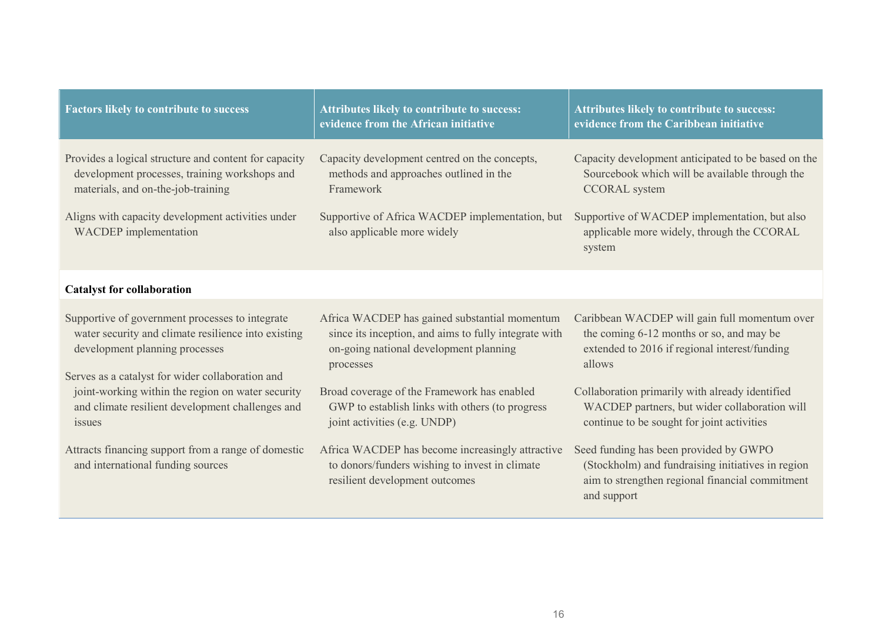| Factors likely to contribute to success | Attributes likely to contribute to success: evidence from the African initiative | Attributes likely to contribute to success: evidence from the Caribbean initiative |
|---|---|---|
| Provides a logical structure and content for capacity development processes, training workshops and materials, and on-the-job-training | Capacity development centred on the concepts, methods and approaches outlined in the Framework | Capacity development anticipated to be based on the Sourcebook which will be available through the CCORAL system |
| Aligns with capacity development activities under WACDEP implementation | Supportive of Africa WACDEP implementation, but also applicable more widely | Supportive of WACDEP implementation, but also applicable more widely, through the CCORAL system |
| **Catalyst for collaboration** | | |
| Supportive of government processes to integrate water security and climate resilience into existing development planning processes | Africa WACDEP has gained substantial momentum since its inception, and aims to fully integrate with on-going national development planning processes | Caribbean WACDEP will gain full momentum over the coming 6-12 months or so, and may be extended to 2016 if regional interest/funding allows |
| Serves as a catalyst for wider collaboration and joint-working within the region on water security and climate resilient development challenges and issues | Broad coverage of the Framework has enabled GWP to establish links with others (to progress joint activities (e.g. UNDP) | Collaboration primarily with already identified WACDEP partners, but wider collaboration will continue to be sought for joint activities |
| Attracts financing support from a range of domestic and international funding sources | Africa WACDEP has become increasingly attractive to donors/funders wishing to invest in climate resilient development outcomes | Seed funding has been provided by GWPO (Stockholm) and fundraising initiatives in region aim to strengthen regional financial commitment and support |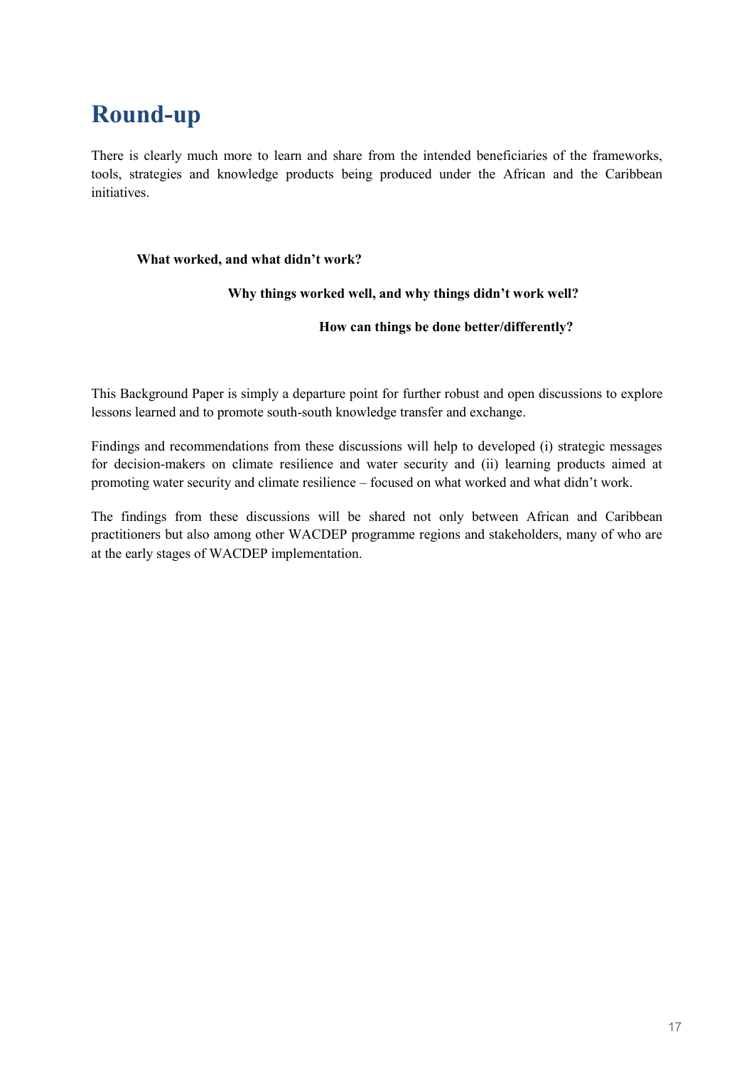# Round-up

There is clearly much more to learn and share from the intended beneficiaries of the frameworks, tools, strategies and knowledge products being produced under the African and the Caribbean initiatives.

**What worked, and what didn't work?**

**Why things worked well, and why things didn't work well?**

**How can things be done better/differently?**

This Background Paper is simply a departure point for further robust and open discussions to explore lessons learned and to promote south-south knowledge transfer and exchange.

Findings and recommendations from these discussions will help to developed (i) strategic messages for decision-makers on climate resilience and water security and (ii) learning products aimed at promoting water security and climate resilience – focused on what worked and what didn't work.

The findings from these discussions will be shared not only between African and Caribbean practitioners but also among other WACDEP programme regions and stakeholders, many of who are at the early stages of WACDEP implementation.